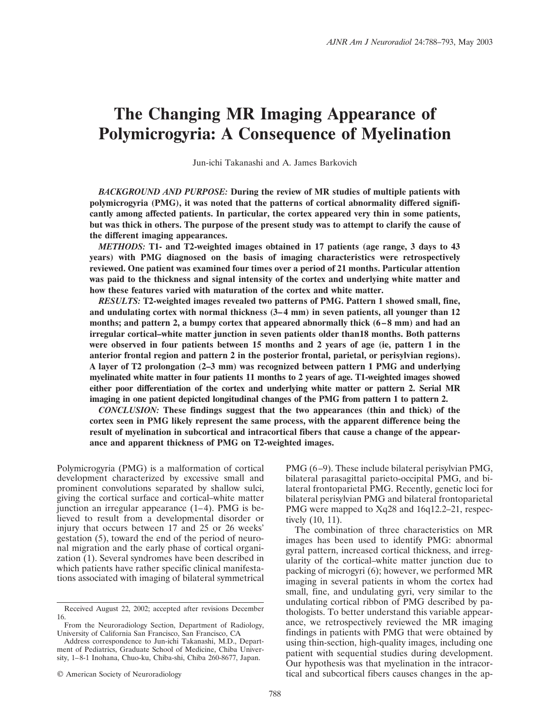# The Changing MR Imaging Appearance of Polymicrogyria: A Consequence of Myelination

Jun-ichi Takanashi and A. James Barkovich

***BACKGROUND AND PURPOSE:*** **During the review of MR studies of multiple patients with polymicrogyria (PMG), it was noted that the patterns of cortical abnormality differed significantly among affected patients. In particular, the cortex appeared very thin in some patients, but was thick in others. The purpose of the present study was to attempt to clarify the cause of the different imaging appearances.**

***METHODS:*** **T1- and T2-weighted images obtained in 17 patients (age range, 3 days to 43 years) with PMG diagnosed on the basis of imaging characteristics were retrospectively reviewed. One patient was examined four times over a period of 21 months. Particular attention was paid to the thickness and signal intensity of the cortex and underlying white matter and how these features varied with maturation of the cortex and white matter.**

***RESULTS:*** **T2-weighted images revealed two patterns of PMG. Pattern 1 showed small, fine, and undulating cortex with normal thickness (3–4 mm) in seven patients, all younger than 12 months; and pattern 2, a bumpy cortex that appeared abnormally thick (6–8 mm) and had an irregular cortical–white matter junction in seven patients older than18 months. Both patterns were observed in four patients between 15 months and 2 years of age (ie, pattern 1 in the anterior frontal region and pattern 2 in the posterior frontal, parietal, or perisylvian regions). A layer of T2 prolongation (2–3 mm) was recognized between pattern 1 PMG and underlying myelinated white matter in four patients 11 months to 2 years of age. T1-weighted images showed either poor differentiation of the cortex and underlying white matter or pattern 2. Serial MR imaging in one patient depicted longitudinal changes of the PMG from pattern 1 to pattern 2.**

***CONCLUSION:*** **These findings suggest that the two appearances (thin and thick) of the cortex seen in PMG likely represent the same process, with the apparent difference being the result of myelination in subcortical and intracortical fibers that cause a change of the appearance and apparent thickness of PMG on T2-weighted images.**

Polymicrogyria (PMG) is a malformation of cortical development characterized by excessive small and prominent convolutions separated by shallow sulci, giving the cortical surface and cortical–white matter junction an irregular appearance (1–4). PMG is believed to result from a developmental disorder or injury that occurs between 17 and 25 or 26 weeks' gestation (5), toward the end of the period of neuronal migration and the early phase of cortical organization (1). Several syndromes have been described in which patients have rather specific clinical manifestations associated with imaging of bilateral symmetrical PMG (6–9). These include bilateral perisylvian PMG, bilateral parasagittal parieto-occipital PMG, and bilateral frontoparietal PMG. Recently, genetic loci for bilateral perisylvian PMG and bilateral frontoparietal PMG were mapped to Xq28 and 16q12.2–21, respectively (10, 11).

The combination of three characteristics on MR images has been used to identify PMG: abnormal gyral pattern, increased cortical thickness, and irregularity of the cortical–white matter junction due to packing of microgyri (6); however, we performed MR imaging in several patients in whom the cortex had small, fine, and undulating gyri, very similar to the undulating cortical ribbon of PMG described by pathologists. To better understand this variable appearance, we retrospectively reviewed the MR imaging findings in patients with PMG that were obtained by using thin-section, high-quality images, including one patient with sequential studies during development. Our hypothesis was that myelination in the intracortical and subcortical fibers causes changes in the ap-

Received August 22, 2002; accepted after revisions December 16.

From the Neuroradiology Section, Department of Radiology, University of California San Francisco, San Francisco, CA

Address correspondence to Jun-ichi Takanashi, M.D., Department of Pediatrics, Graduate School of Medicine, Chiba University, 1–8-1 Inohana, Chuo-ku, Chiba-shi, Chiba 260-8677, Japan.

© American Society of Neuroradiology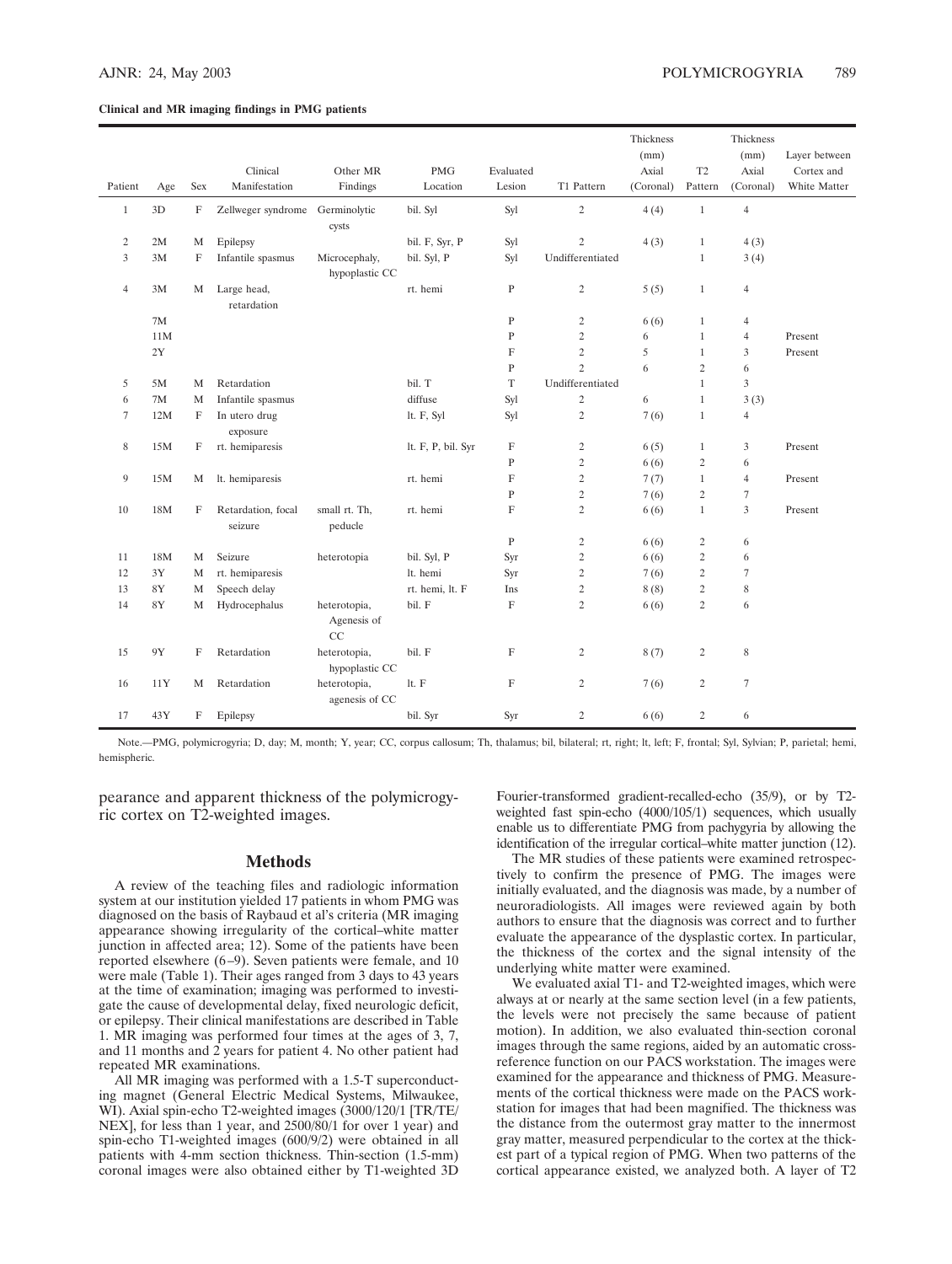**Clinical and MR imaging findings in PMG patients**

| Patient | Age | Sex | Clinical Manifestation | Other MR Findings | PMG Location | Evaluated Lesion | T1 Pattern | Thickness (mm) Axial (Coronal) | T2 Pattern | Thickness (mm) Axial (Coronal) | Layer between Cortex and White Matter |
|---|---|---|---|---|---|---|---|---|---|---|---|
| 1 | 3D | F | Zellweger syndrome | Germinolytic cysts | bil. Syl | Syl | 2 | 4 (4) | 1 | 4 | |
| 2 | 2M | M | Epilepsy | | bil. F, Syr, P | Syl | 2 | 4 (3) | 1 | 4 (3) | |
| 3 | 3M | F | Infantile spasmus | Microcephaly, hypoplastic CC | bil. Syl, P | Syl | Undifferentiated | | 1 | 3 (4) | |
| 4 | 3M | M | Large head, retardation | | rt. hemi | P | 2 | 5 (5) | 1 | 4 | |
| | 7M | | | | | P | 2 | 6 (6) | 1 | 4 | |
| | 11M | | | | | P | 2 | 6 | 1 | 4 | Present |
| | 2Y | | | | | F | 2 | 5 | 1 | 3 | Present |
| | | | | | | P | 2 | 6 | 2 | 6 | |
| 5 | 5M | M | Retardation | | bil. T | T | Undifferentiated | | 1 | 3 | |
| 6 | 7M | M | Infantile spasmus | | diffuse | Syl | 2 | 6 | 1 | 3 (3) | |
| 7 | 12M | F | In utero drug exposure | | lt. F, Syl | Syl | 2 | 7 (6) | 1 | 4 | |
| 8 | 15M | F | rt. hemiparesis | | lt. F, P, bil. Syr | F | 2 | 6 (5) | 1 | 3 | Present |
| | | | | | | P | 2 | 6 (6) | 2 | 6 | |
| 9 | 15M | M | lt. hemiparesis | | rt. hemi | F | 2 | 7 (7) | 1 | 4 | Present |
| | | | | | | P | 2 | 7 (6) | 2 | 7 | |
| 10 | 18M | F | Retardation, focal seizure | small rt. Th, peducle | rt. hemi | F | 2 | 6 (6) | 1 | 3 | Present |
| | | | | | | P | 2 | 6 (6) | 2 | 6 | |
| 11 | 18M | M | Seizure | heterotopia | bil. Syl, P | Syr | 2 | 6 (6) | 2 | 6 | |
| 12 | 3Y | M | rt. hemiparesis | | lt. hemi | Syr | 2 | 7 (6) | 2 | 7 | |
| 13 | 8Y | M | Speech delay | | rt. hemi, lt. F | Ins | 2 | 8 (8) | 2 | 8 | |
| 14 | 8Y | M | Hydrocephalus | heterotopia, Agenesis of CC | bil. F | F | 2 | 6 (6) | 2 | 6 | |
| 15 | 9Y | F | Retardation | heterotopia, hypoplastic CC | bil. F | F | 2 | 8 (7) | 2 | 8 | |
| 16 | 11Y | M | Retardation | heterotopia, agenesis of CC | lt. F | F | 2 | 7 (6) | 2 | 7 | |
| 17 | 43Y | F | Epilepsy | | bil. Syr | Syr | 2 | 6 (6) | 2 | 6 | |

Note.—PMG, polymicrogyria; D, day; M, month; Y, year; CC, corpus callosum; Th, thalamus; bil, bilateral; rt, right; lt, left; F, frontal; Syl, Sylvian; P, parietal; hemi, hemispheric.

pearance and apparent thickness of the polymicrogyric cortex on T2-weighted images.

## Methods

A review of the teaching files and radiologic information system at our institution yielded 17 patients in whom PMG was diagnosed on the basis of Raybaud et al's criteria (MR imaging appearance showing irregularity of the cortical–white matter junction in affected area; 12). Some of the patients have been reported elsewhere (6–9). Seven patients were female, and 10 were male (Table 1). Their ages ranged from 3 days to 43 years at the time of examination; imaging was performed to investigate the cause of developmental delay, fixed neurologic deficit, or epilepsy. Their clinical manifestations are described in Table 1. MR imaging was performed four times at the ages of 3, 7, and 11 months and 2 years for patient 4. No other patient had repeated MR examinations.

All MR imaging was performed with a 1.5-T superconducting magnet (General Electric Medical Systems, Milwaukee, WI). Axial spin-echo T2-weighted images (3000/120/1 [TR/TE/NEX], for less than 1 year, and 2500/80/1 for over 1 year) and spin-echo T1-weighted images (600/9/2) were obtained in all patients with 4-mm section thickness. Thin-section (1.5-mm) coronal images were also obtained either by T1-weighted 3D Fourier-transformed gradient-recalled-echo (35/9), or by T2-weighted fast spin-echo (4000/105/1) sequences, which usually enable us to differentiate PMG from pachygyria by allowing the identification of the irregular cortical–white matter junction (12).

The MR studies of these patients were examined retrospectively to confirm the presence of PMG. The images were initially evaluated, and the diagnosis was made, by a number of neuroradiologists. All images were reviewed again by both authors to ensure that the diagnosis was correct and to further evaluate the appearance of the dysplastic cortex. In particular, the thickness of the cortex and the signal intensity of the underlying white matter were examined.

We evaluated axial T1- and T2-weighted images, which were always at or nearly at the same section level (in a few patients, the levels were not precisely the same because of patient motion). In addition, we also evaluated thin-section coronal images through the same regions, aided by an automatic cross-reference function on our PACS workstation. The images were examined for the appearance and thickness of PMG. Measurements of the cortical thickness were made on the PACS workstation for images that had been magnified. The thickness was the distance from the outermost gray matter to the innermost gray matter, measured perpendicular to the cortex at the thickest part of a typical region of PMG. When two patterns of the cortical appearance existed, we analyzed both. A layer of T2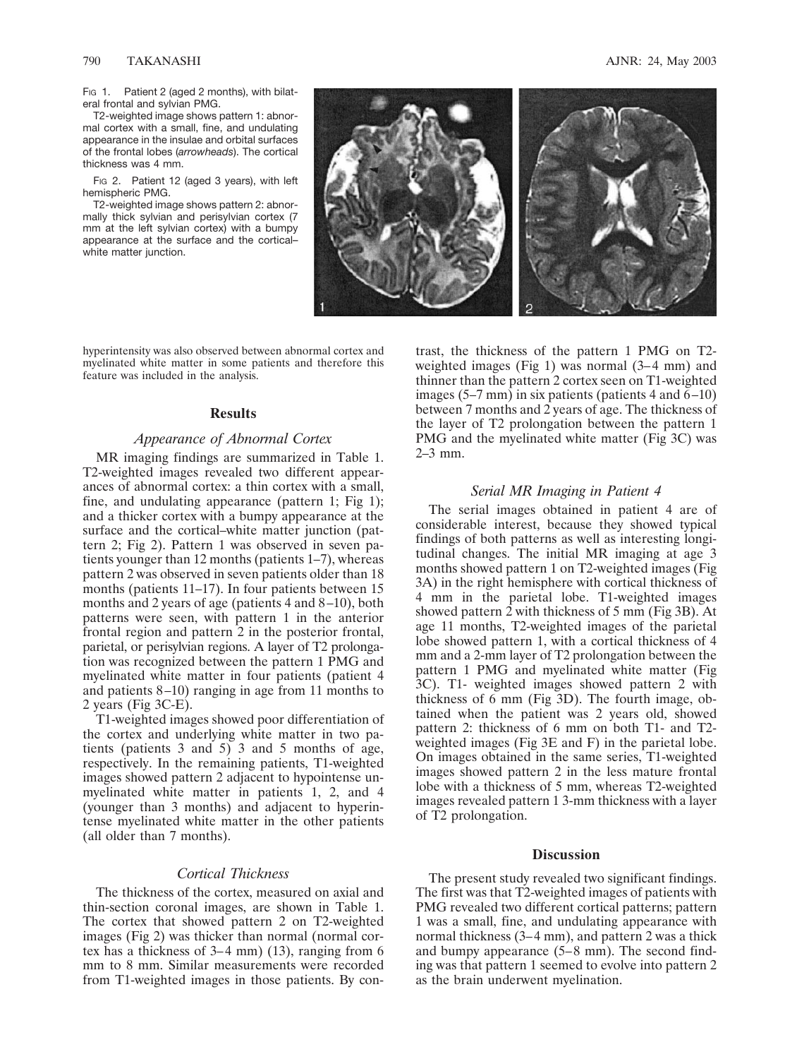Fig 1. Patient 2 (aged 2 months), with bilateral frontal and sylvian PMG.

T2-weighted image shows pattern 1: abnormal cortex with a small, fine, and undulating appearance in the insulae and orbital surfaces of the frontal lobes (*arrowheads*). The cortical thickness was 4 mm.

Fig 2. Patient 12 (aged 3 years), with left hemispheric PMG.

T2-weighted image shows pattern 2: abnormally thick sylvian and perisylvian cortex (7 mm at the left sylvian cortex) with a bumpy appearance at the surface and the cortical–white matter junction.

hyperintensity was also observed between abnormal cortex and myelinated white matter in some patients and therefore this feature was included in the analysis.

## Results

### Appearance of Abnormal Cortex

MR imaging findings are summarized in Table 1. T2-weighted images revealed two different appearances of abnormal cortex: a thin cortex with a small, fine, and undulating appearance (pattern 1; Fig 1); and a thicker cortex with a bumpy appearance at the surface and the cortical–white matter junction (pattern 2; Fig 2). Pattern 1 was observed in seven patients younger than 12 months (patients 1–7), whereas pattern 2 was observed in seven patients older than 18 months (patients 11–17). In four patients between 15 months and 2 years of age (patients 4 and 8–10), both patterns were seen, with pattern 1 in the anterior frontal region and pattern 2 in the posterior frontal, parietal, or perisylvian regions. A layer of T2 prolongation was recognized between the pattern 1 PMG and myelinated white matter in four patients (patient 4 and patients 8–10) ranging in age from 11 months to 2 years (Fig 3C-E).

T1-weighted images showed poor differentiation of the cortex and underlying white matter in two patients (patients 3 and 5) 3 and 5 months of age, respectively. In the remaining patients, T1-weighted images showed pattern 2 adjacent to hypointense unmyelinated white matter in patients 1, 2, and 4 (younger than 3 months) and adjacent to hyperintense myelinated white matter in the other patients (all older than 7 months).

### Cortical Thickness

The thickness of the cortex, measured on axial and thin-section coronal images, are shown in Table 1. The cortex that showed pattern 2 on T2-weighted images (Fig 2) was thicker than normal (normal cortex has a thickness of 3–4 mm) (13), ranging from 6 mm to 8 mm. Similar measurements were recorded from T1-weighted images in those patients. By contrast, the thickness of the pattern 1 PMG on T2-weighted images (Fig 1) was normal (3–4 mm) and thinner than the pattern 2 cortex seen on T1-weighted images (5–7 mm) in six patients (patients 4 and 6–10) between 7 months and 2 years of age. The thickness of the layer of T2 prolongation between the pattern 1 PMG and the myelinated white matter (Fig 3C) was 2–3 mm.

### Serial MR Imaging in Patient 4

The serial images obtained in patient 4 are of considerable interest, because they showed typical findings of both patterns as well as interesting longitudinal changes. The initial MR imaging at age 3 months showed pattern 1 on T2-weighted images (Fig 3A) in the right hemisphere with cortical thickness of 4 mm in the parietal lobe. T1-weighted images showed pattern 2 with thickness of 5 mm (Fig 3B). At age 11 months, T2-weighted images of the parietal lobe showed pattern 1, with a cortical thickness of 4 mm and a 2-mm layer of T2 prolongation between the pattern 1 PMG and myelinated white matter (Fig 3C). T1- weighted images showed pattern 2 with thickness of 6 mm (Fig 3D). The fourth image, obtained when the patient was 2 years old, showed pattern 2: thickness of 6 mm on both T1- and T2-weighted images (Fig 3E and F) in the parietal lobe. On images obtained in the same series, T1-weighted images showed pattern 2 in the less mature frontal lobe with a thickness of 5 mm, whereas T2-weighted images revealed pattern 1 3-mm thickness with a layer of T2 prolongation.

## Discussion

The present study revealed two significant findings. The first was that T2-weighted images of patients with PMG revealed two different cortical patterns; pattern 1 was a small, fine, and undulating appearance with normal thickness (3–4 mm), and pattern 2 was a thick and bumpy appearance (5–8 mm). The second finding was that pattern 1 seemed to evolve into pattern 2 as the brain underwent myelination.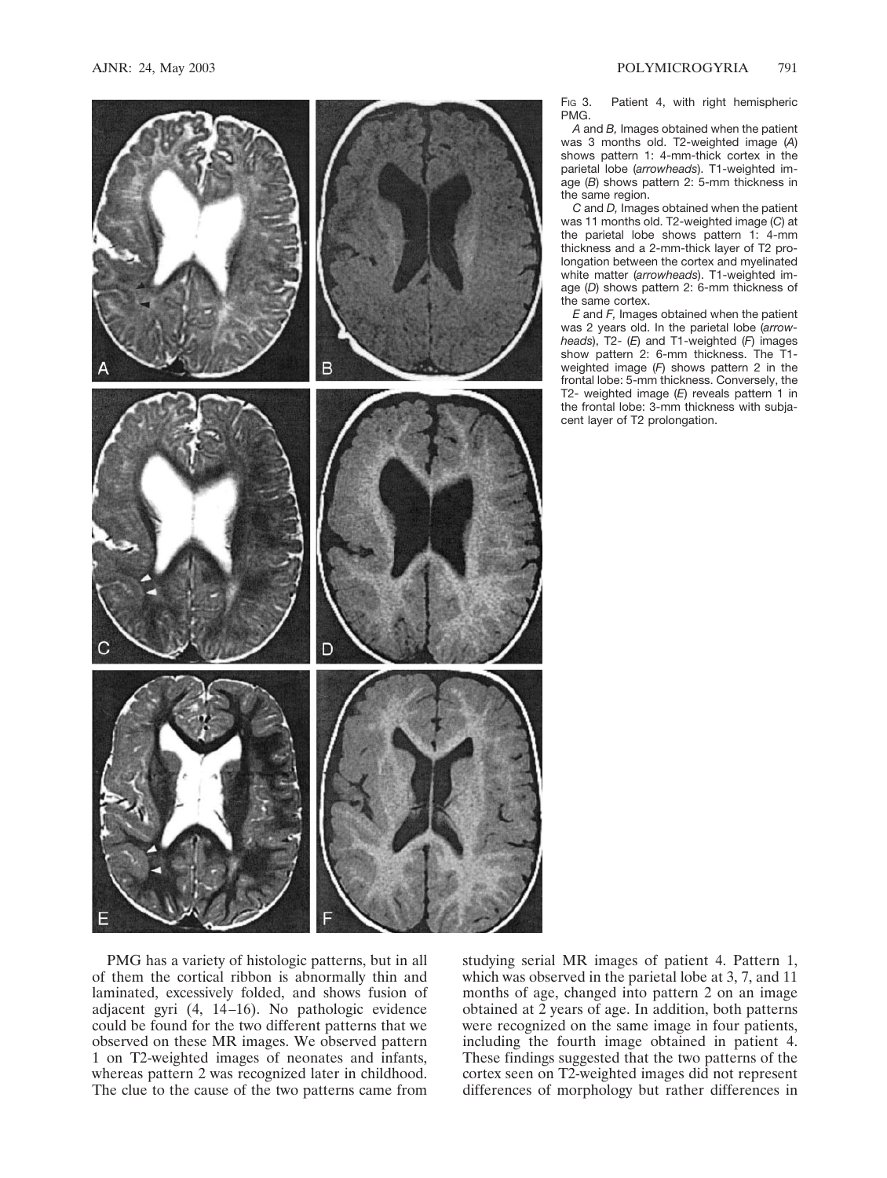Fig 3. Patient 4, with right hemispheric PMG.

*A* and *B,* Images obtained when the patient was 3 months old. T2-weighted image (*A*) shows pattern 1: 4-mm-thick cortex in the parietal lobe (*arrowheads*). T1-weighted image (*B*) shows pattern 2: 5-mm thickness in the same region.

*C* and *D,* Images obtained when the patient was 11 months old. T2-weighted image (*C*) at the parietal lobe shows pattern 1: 4-mm thickness and a 2-mm-thick layer of T2 prolongation between the cortex and myelinated white matter (*arrowheads*). T1-weighted image (*D*) shows pattern 2: 6-mm thickness of the same cortex.

*E* and *F,* Images obtained when the patient was 2 years old. In the parietal lobe (*arrowheads*), T2- (*E*) and T1-weighted (*F*) images show pattern 2: 6-mm thickness. The T1-weighted image (*F*) shows pattern 2 in the frontal lobe: 5-mm thickness. Conversely, the T2- weighted image (*E*) reveals pattern 1 in the frontal lobe: 3-mm thickness with subjacent layer of T2 prolongation.

PMG has a variety of histologic patterns, but in all of them the cortical ribbon is abnormally thin and laminated, excessively folded, and shows fusion of adjacent gyri (4, 14–16). No pathologic evidence could be found for the two different patterns that we observed on these MR images. We observed pattern 1 on T2-weighted images of neonates and infants, whereas pattern 2 was recognized later in childhood. The clue to the cause of the two patterns came from studying serial MR images of patient 4. Pattern 1, which was observed in the parietal lobe at 3, 7, and 11 months of age, changed into pattern 2 on an image obtained at 2 years of age. In addition, both patterns were recognized on the same image in four patients, including the fourth image obtained in patient 4. These findings suggested that the two patterns of the cortex seen on T2-weighted images did not represent differences of morphology but rather differences in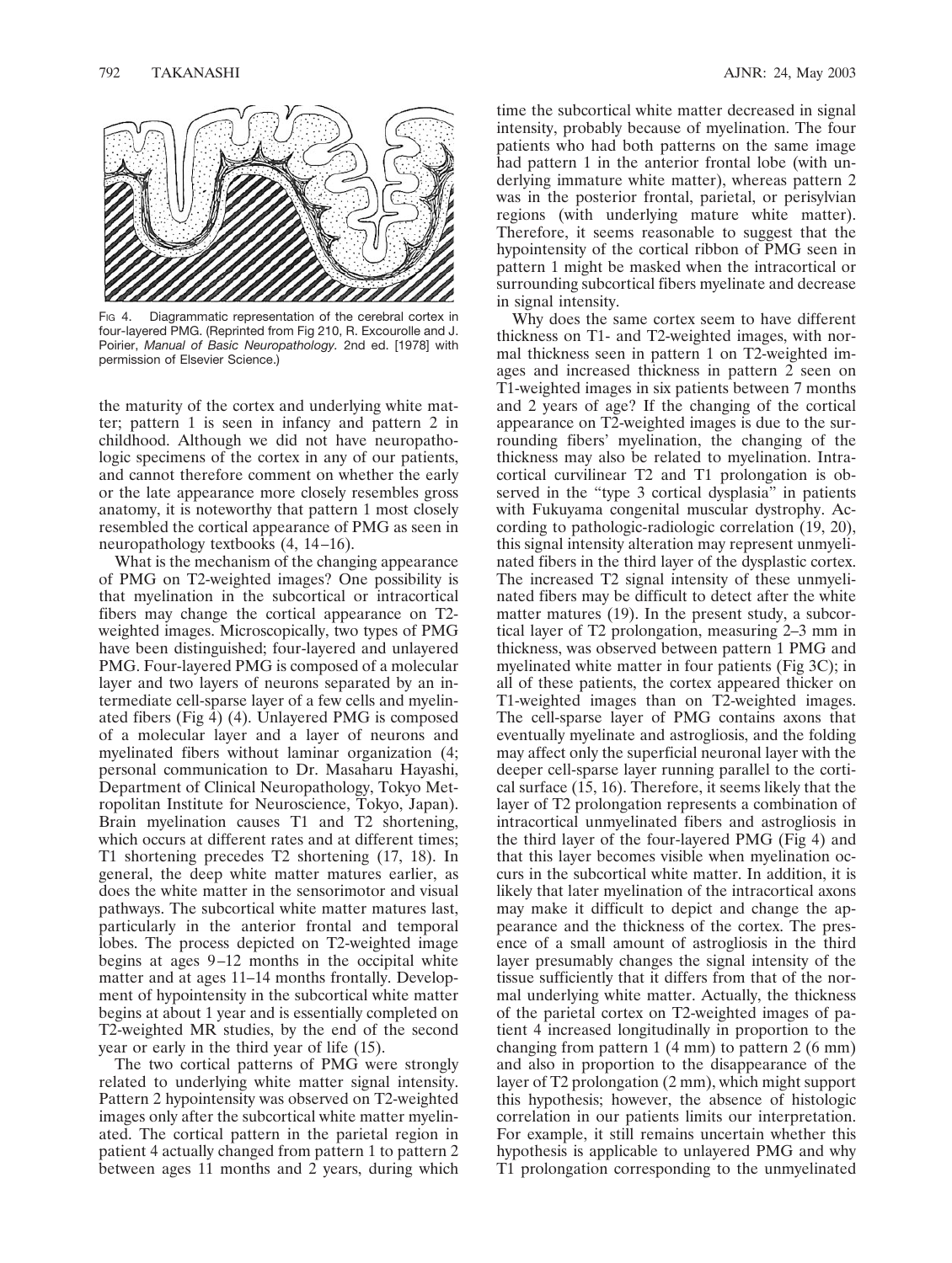FIG 4. Diagrammatic representation of the cerebral cortex in four-layered PMG. (Reprinted from Fig 210, R. Excourolle and J. Poirier, *Manual of Basic Neuropathology*. 2nd ed. [1978] with permission of Elsevier Science.)

the maturity of the cortex and underlying white matter; pattern 1 is seen in infancy and pattern 2 in childhood. Although we did not have neuropathologic specimens of the cortex in any of our patients, and cannot therefore comment on whether the early or the late appearance more closely resembles gross anatomy, it is noteworthy that pattern 1 most closely resembled the cortical appearance of PMG as seen in neuropathology textbooks (4, 14–16).

What is the mechanism of the changing appearance of PMG on T2-weighted images? One possibility is that myelination in the subcortical or intracortical fibers may change the cortical appearance on T2-weighted images. Microscopically, two types of PMG have been distinguished; four-layered and unlayered PMG. Four-layered PMG is composed of a molecular layer and two layers of neurons separated by an intermediate cell-sparse layer of a few cells and myelinated fibers (Fig 4) (4). Unlayered PMG is composed of a molecular layer and a layer of neurons and myelinated fibers without laminar organization (4; personal communication to Dr. Masaharu Hayashi, Department of Clinical Neuropathology, Tokyo Metropolitan Institute for Neuroscience, Tokyo, Japan). Brain myelination causes T1 and T2 shortening, which occurs at different rates and at different times; T1 shortening precedes T2 shortening (17, 18). In general, the deep white matter matures earlier, as does the white matter in the sensorimotor and visual pathways. The subcortical white matter matures last, particularly in the anterior frontal and temporal lobes. The process depicted on T2-weighted image begins at ages 9–12 months in the occipital white matter and at ages 11–14 months frontally. Development of hypointensity in the subcortical white matter begins at about 1 year and is essentially completed on T2-weighted MR studies, by the end of the second year or early in the third year of life (15).

The two cortical patterns of PMG were strongly related to underlying white matter signal intensity. Pattern 2 hypointensity was observed on T2-weighted images only after the subcortical white matter myelinated. The cortical pattern in the parietal region in patient 4 actually changed from pattern 1 to pattern 2 between ages 11 months and 2 years, during which time the subcortical white matter decreased in signal intensity, probably because of myelination. The four patients who had both patterns on the same image had pattern 1 in the anterior frontal lobe (with underlying immature white matter), whereas pattern 2 was in the posterior frontal, parietal, or perisylvian regions (with underlying mature white matter). Therefore, it seems reasonable to suggest that the hypointensity of the cortical ribbon of PMG seen in pattern 1 might be masked when the intracortical or surrounding subcortical fibers myelinate and decrease in signal intensity.

Why does the same cortex seem to have different thickness on T1- and T2-weighted images, with normal thickness seen in pattern 1 on T2-weighted images and increased thickness in pattern 2 seen on T1-weighted images in six patients between 7 months and 2 years of age? If the changing of the cortical appearance on T2-weighted images is due to the surrounding fibers' myelination, the changing of the thickness may also be related to myelination. Intracortical curvilinear T2 and T1 prolongation is observed in the "type 3 cortical dysplasia" in patients with Fukuyama congenital muscular dystrophy. According to pathologic-radiologic correlation (19, 20), this signal intensity alteration may represent unmyelinated fibers in the third layer of the dysplastic cortex. The increased T2 signal intensity of these unmyelinated fibers may be difficult to detect after the white matter matures (19). In the present study, a subcortical layer of T2 prolongation, measuring 2–3 mm in thickness, was observed between pattern 1 PMG and myelinated white matter in four patients (Fig 3C); in all of these patients, the cortex appeared thicker on T1-weighted images than on T2-weighted images. The cell-sparse layer of PMG contains axons that eventually myelinate and astrogliosis, and the folding may affect only the superficial neuronal layer with the deeper cell-sparse layer running parallel to the cortical surface (15, 16). Therefore, it seems likely that the layer of T2 prolongation represents a combination of intracortical unmyelinated fibers and astrogliosis in the third layer of the four-layered PMG (Fig 4) and that this layer becomes visible when myelination occurs in the subcortical white matter. In addition, it is likely that later myelination of the intracortical axons may make it difficult to depict and change the appearance and the thickness of the cortex. The presence of a small amount of astrogliosis in the third layer presumably changes the signal intensity of the tissue sufficiently that it differs from that of the normal underlying white matter. Actually, the thickness of the parietal cortex on T2-weighted images of patient 4 increased longitudinally in proportion to the changing from pattern 1 (4 mm) to pattern 2 (6 mm) and also in proportion to the disappearance of the layer of T2 prolongation (2 mm), which might support this hypothesis; however, the absence of histologic correlation in our patients limits our interpretation. For example, it still remains uncertain whether this hypothesis is applicable to unlayered PMG and why T1 prolongation corresponding to the unmyelinated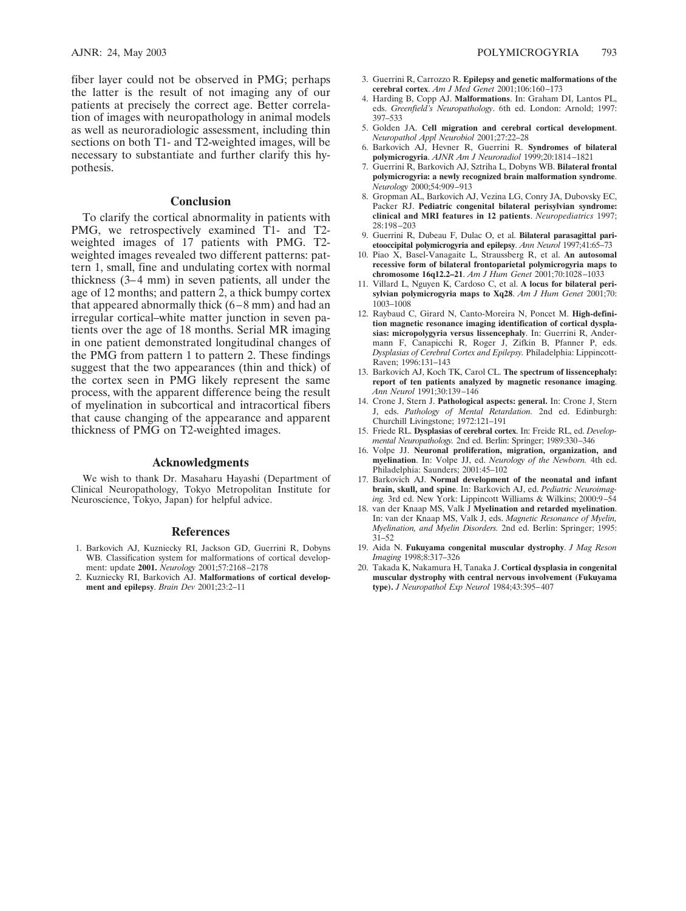fiber layer could not be observed in PMG; perhaps the latter is the result of not imaging any of our patients at precisely the correct age. Better correlation of images with neuropathology in animal models as well as neuroradiologic assessment, including thin sections on both T1- and T2-weighted images, will be necessary to substantiate and further clarify this hypothesis.

## Conclusion

To clarify the cortical abnormality in patients with PMG, we retrospectively examined T1- and T2-weighted images of 17 patients with PMG. T2-weighted images revealed two different patterns: pattern 1, small, fine and undulating cortex with normal thickness (3–4 mm) in seven patients, all under the age of 12 months; and pattern 2, a thick bumpy cortex that appeared abnormally thick (6–8 mm) and had an irregular cortical–white matter junction in seven patients over the age of 18 months. Serial MR imaging in one patient demonstrated longitudinal changes of the PMG from pattern 1 to pattern 2. These findings suggest that the two appearances (thin and thick) of the cortex seen in PMG likely represent the same process, with the apparent difference being the result of myelination in subcortical and intracortical fibers that cause changing of the appearance and apparent thickness of PMG on T2-weighted images.

## Acknowledgments

We wish to thank Dr. Masaharu Hayashi (Department of Clinical Neuropathology, Tokyo Metropolitan Institute for Neuroscience, Tokyo, Japan) for helpful advice.

## References

1. Barkovich AJ, Kuzniecky RI, Jackson GD, Guerrini R, Dobyns WB. Classification system for malformations of cortical development: update **2001.** *Neurology* 2001;57:2168–2178
2. Kuzniecky RI, Barkovich AJ. **Malformations of cortical development and epilepsy**. *Brain Dev* 2001;23:2–11
3. Guerrini R, Carrozzo R. **Epilepsy and genetic malformations of the cerebral cortex**. *Am J Med Genet* 2001;106:160–173
4. Harding B, Copp AJ. **Malformations**. In: Graham DI, Lantos PL, eds. *Greenfield's Neuropathology*. 6th ed. London: Arnold; 1997: 397–533
5. Golden JA. **Cell migration and cerebral cortical development**. *Neuropathol Appl Neurobiol* 2001;27:22–28
6. Barkovich AJ, Hevner R, Guerrini R. **Syndromes of bilateral polymicrogyria**. *AJNR Am J Neuroradiol* 1999;20:1814–1821
7. Guerrini R, Barkovich AJ, Sztriha L, Dobyns WB. **Bilateral frontal polymicrogyria: a newly recognized brain malformation syndrome**. *Neurology* 2000;54:909–913
8. Gropman AL, Barkovich AJ, Vezina LG, Conry JA, Dubovsky EC, Packer RJ. **Pediatric congenital bilateral perisylvian syndrome: clinical and MRI features in 12 patients**. *Neuropediatrics* 1997; 28:198–203
9. Guerrini R, Dubeau F, Dulac O, et al. **Bilateral parasagittal parietooccipital polymicrogyria and epilepsy**. *Ann Neurol* 1997;41:65–73
10. Piao X, Basel-Vanagaite L, Straussberg R, et al. **An autosomal recessive form of bilateral frontoparietal polymicrogyria maps to chromosome 16q12.2–21**. *Am J Hum Genet* 2001;70:1028–1033
11. Villard L, Nguyen K, Cardoso C, et al. **A locus for bilateral perisylvian polymicrogyria maps to Xq28**. *Am J Hum Genet* 2001;70: 1003–1008
12. Raybaud C, Girard N, Canto-Moreira N, Poncet M. **High-definition magnetic resonance imaging identification of cortical dysplasias: micropolygyria versus lissencephaly**. In: Guerrini R, Andermann F, Canapicchi R, Roger J, Zifkin B, Pfanner P, eds. *Dysplasias of Cerebral Cortex and Epilepsy.* Philadelphia: Lippincott-Raven; 1996:131–143
13. Barkovich AJ, Koch TK, Carol CL. **The spectrum of lissencephaly: report of ten patients analyzed by magnetic resonance imaging**. *Ann Neurol* 1991;30:139–146
14. Crone J, Stern J. **Pathological aspects: general.** In: Crone J, Stern J, eds. *Pathology of Mental Retardation.* 2nd ed. Edinburgh: Churchill Livingstone; 1972:121–191
15. Friede RL. **Dysplasias of cerebral cortex**. In: Freide RL, ed. *Developmental Neuropathology.* 2nd ed. Berlin: Springer; 1989:330–346
16. Volpe JJ. **Neuronal proliferation, migration, organization, and myelination**. In: Volpe JJ, ed. *Neurology of the Newborn.* 4th ed. Philadelphia: Saunders; 2001:45–102
17. Barkovich AJ. **Normal development of the neonatal and infant brain, skull, and spine**. In: Barkovich AJ, ed. *Pediatric Neuroimaging.* 3rd ed. New York: Lippincott Williams & Wilkins; 2000:9–54
18. van der Knaap MS, Valk J **Myelination and retarded myelination**. In: van der Knaap MS, Valk J, eds. *Magnetic Resonance of Myelin, Myelination, and Myelin Disorders.* 2nd ed. Berlin: Springer; 1995: 31–52
19. Aida N. **Fukuyama congenital muscular dystrophy**. *J Mag Reson Imaging* 1998;8:317–326
20. Takada K, Nakamura H, Tanaka J. **Cortical dysplasia in congenital muscular dystrophy with central nervous involvement (Fukuyama type).** *J Neuropathol Exp Neurol* 1984;43:395–407